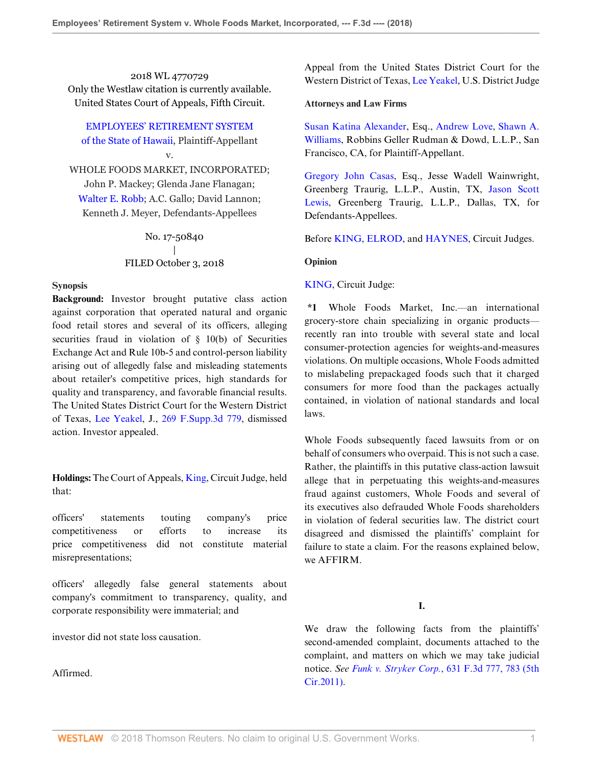2018 WL 4770729
Only the Westlaw citation is currently available.
United States Court of Appeals, Fifth Circuit.

EMPLOYEES' RETIREMENT SYSTEM of the State of Hawaii, Plaintiff-Appellant
v.
WHOLE FOODS MARKET, INCORPORATED; John P. Mackey; Glenda Jane Flanagan; Walter E. Robb; A.C. Gallo; David Lannon; Kenneth J. Meyer, Defendants-Appellees

No. 17-50840
|
FILED October 3, 2018

**Synopsis**

**Background:** Investor brought putative class action against corporation that operated natural and organic food retail stores and several of its officers, alleging securities fraud in violation of § 10(b) of Securities Exchange Act and Rule 10b-5 and control-person liability arising out of allegedly false and misleading statements about retailer's competitive prices, high standards for quality and transparency, and favorable financial results. The United States District Court for the Western District of Texas, Lee Yeakel, J., 269 F.Supp.3d 779, dismissed action. Investor appealed.

**Holdings:** The Court of Appeals, King, Circuit Judge, held that:

officers' statements touting company's price competitiveness or efforts to increase its price competitiveness did not constitute material misrepresentations;

officers' allegedly false general statements about company's commitment to transparency, quality, and corporate responsibility were immaterial; and

investor did not state loss causation.

Affirmed.

Appeal from the United States District Court for the Western District of Texas, Lee Yeakel, U.S. District Judge

**Attorneys and Law Firms**

Susan Katina Alexander, Esq., Andrew Love, Shawn A. Williams, Robbins Geller Rudman & Dowd, L.L.P., San Francisco, CA, for Plaintiff-Appellant.

Gregory John Casas, Esq., Jesse Wadell Wainwright, Greenberg Traurig, L.L.P., Austin, TX, Jason Scott Lewis, Greenberg Traurig, L.L.P., Dallas, TX, for Defendants-Appellees.

Before KING, ELROD, and HAYNES, Circuit Judges.

**Opinion**

KING, Circuit Judge:

**\*1** Whole Foods Market, Inc.—an international grocery-store chain specializing in organic products—recently ran into trouble with several state and local consumer-protection agencies for weights-and-measures violations. On multiple occasions, Whole Foods admitted to mislabeling prepackaged foods such that it charged consumers for more food than the packages actually contained, in violation of national standards and local laws.

Whole Foods subsequently faced lawsuits from or on behalf of consumers who overpaid. This is not such a case. Rather, the plaintiffs in this putative class-action lawsuit allege that in perpetuating this weights-and-measures fraud against customers, Whole Foods and several of its executives also defrauded Whole Foods shareholders in violation of federal securities law. The district court disagreed and dismissed the plaintiffs' complaint for failure to state a claim. For the reasons explained below, we AFFIRM.

## I.

We draw the following facts from the plaintiffs' second-amended complaint, documents attached to the complaint, and matters on which we may take judicial notice. *See Funk v. Stryker Corp.*, 631 F.3d 777, 783 (5th Cir.2011).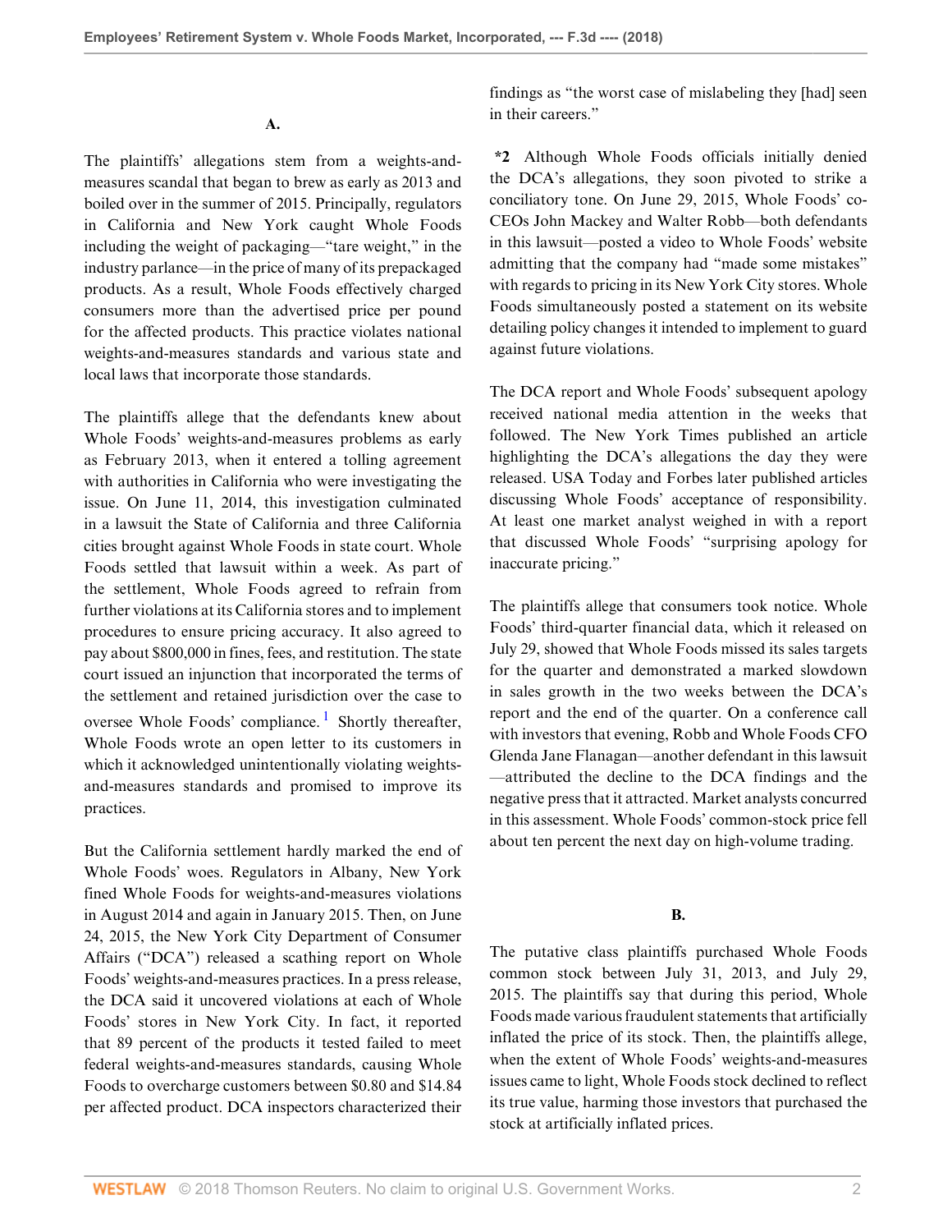### A.

The plaintiffs' allegations stem from a weights-and-measures scandal that began to brew as early as 2013 and boiled over in the summer of 2015. Principally, regulators in California and New York caught Whole Foods including the weight of packaging—"tare weight," in the industry parlance—in the price of many of its prepackaged products. As a result, Whole Foods effectively charged consumers more than the advertised price per pound for the affected products. This practice violates national weights-and-measures standards and various state and local laws that incorporate those standards.

The plaintiffs allege that the defendants knew about Whole Foods' weights-and-measures problems as early as February 2013, when it entered a tolling agreement with authorities in California who were investigating the issue. On June 11, 2014, this investigation culminated in a lawsuit the State of California and three California cities brought against Whole Foods in state court. Whole Foods settled that lawsuit within a week. As part of the settlement, Whole Foods agreed to refrain from further violations at its California stores and to implement procedures to ensure pricing accuracy. It also agreed to pay about $800,000 in fines, fees, and restitution. The state court issued an injunction that incorporated the terms of the settlement and retained jurisdiction over the case to oversee Whole Foods' compliance.[1] Shortly thereafter, Whole Foods wrote an open letter to its customers in which it acknowledged unintentionally violating weights-and-measures standards and promised to improve its practices.

But the California settlement hardly marked the end of Whole Foods' woes. Regulators in Albany, New York fined Whole Foods for weights-and-measures violations in August 2014 and again in January 2015. Then, on June 24, 2015, the New York City Department of Consumer Affairs ("DCA") released a scathing report on Whole Foods' weights-and-measures practices. In a press release, the DCA said it uncovered violations at each of Whole Foods' stores in New York City. In fact, it reported that 89 percent of the products it tested failed to meet federal weights-and-measures standards, causing Whole Foods to overcharge customers between $0.80 and $14.84 per affected product. DCA inspectors characterized their findings as "the worst case of mislabeling they [had] seen in their careers."

**\*2** Although Whole Foods officials initially denied the DCA's allegations, they soon pivoted to strike a conciliatory tone. On June 29, 2015, Whole Foods' co-CEOs John Mackey and Walter Robb—both defendants in this lawsuit—posted a video to Whole Foods' website admitting that the company had "made some mistakes" with regards to pricing in its New York City stores. Whole Foods simultaneously posted a statement on its website detailing policy changes it intended to implement to guard against future violations.

The DCA report and Whole Foods' subsequent apology received national media attention in the weeks that followed. The New York Times published an article highlighting the DCA's allegations the day they were released. USA Today and Forbes later published articles discussing Whole Foods' acceptance of responsibility. At least one market analyst weighed in with a report that discussed Whole Foods' "surprising apology for inaccurate pricing."

The plaintiffs allege that consumers took notice. Whole Foods' third-quarter financial data, which it released on July 29, showed that Whole Foods missed its sales targets for the quarter and demonstrated a marked slowdown in sales growth in the two weeks between the DCA's report and the end of the quarter. On a conference call with investors that evening, Robb and Whole Foods CFO Glenda Jane Flanagan—another defendant in this lawsuit—attributed the decline to the DCA findings and the negative press that it attracted. Market analysts concurred in this assessment. Whole Foods' common-stock price fell about ten percent the next day on high-volume trading.

### B.

The putative class plaintiffs purchased Whole Foods common stock between July 31, 2013, and July 29, 2015. The plaintiffs say that during this period, Whole Foods made various fraudulent statements that artificially inflated the price of its stock. Then, the plaintiffs allege, when the extent of Whole Foods' weights-and-measures issues came to light, Whole Foods stock declined to reflect its true value, harming those investors that purchased the stock at artificially inflated prices.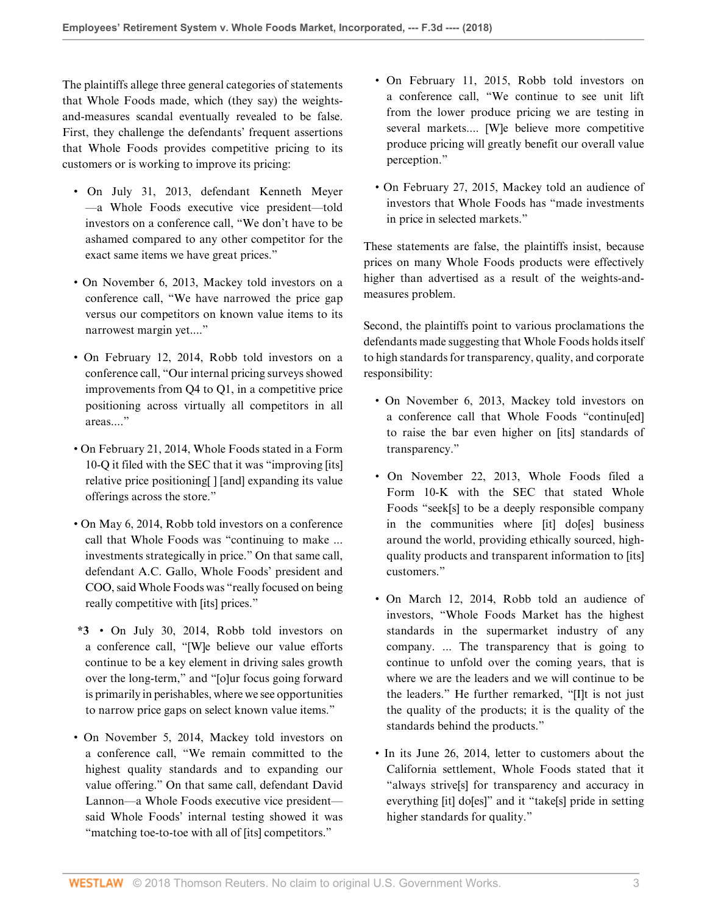The plaintiffs allege three general categories of statements that Whole Foods made, which (they say) the weights-and-measures scandal eventually revealed to be false. First, they challenge the defendants' frequent assertions that Whole Foods provides competitive pricing to its customers or is working to improve its pricing:

- On July 31, 2013, defendant Kenneth Meyer—a Whole Foods executive vice president—told investors on a conference call, "We don't have to be ashamed compared to any other competitor for the exact same items we have great prices."
- On November 6, 2013, Mackey told investors on a conference call, "We have narrowed the price gap versus our competitors on known value items to its narrowest margin yet...."
- On February 12, 2014, Robb told investors on a conference call, "Our internal pricing surveys showed improvements from Q4 to Q1, in a competitive price positioning across virtually all competitors in all areas...."
- On February 21, 2014, Whole Foods stated in a Form 10-Q it filed with the SEC that it was "improving [its] relative price positioning[ ] [and] expanding its value offerings across the store."
- On May 6, 2014, Robb told investors on a conference call that Whole Foods was "continuing to make ... investments strategically in price." On that same call, defendant A.C. Gallo, Whole Foods' president and COO, said Whole Foods was "really focused on being really competitive with [its] prices."
- *3 • On July 30, 2014, Robb told investors on a conference call, "[W]e believe our value efforts continue to be a key element in driving sales growth over the long-term," and "[o]ur focus going forward is primarily in perishables, where we see opportunities to narrow price gaps on select known value items."
- On November 5, 2014, Mackey told investors on a conference call, "We remain committed to the highest quality standards and to expanding our value offering." On that same call, defendant David Lannon—a Whole Foods executive vice president—said Whole Foods' internal testing showed it was "matching toe-to-toe with all of [its] competitors."
- On February 11, 2015, Robb told investors on a conference call, "We continue to see unit lift from the lower produce pricing we are testing in several markets.... [W]e believe more competitive produce pricing will greatly benefit our overall value perception."
- On February 27, 2015, Mackey told an audience of investors that Whole Foods has "made investments in price in selected markets."

These statements are false, the plaintiffs insist, because prices on many Whole Foods products were effectively higher than advertised as a result of the weights-and-measures problem.

Second, the plaintiffs point to various proclamations the defendants made suggesting that Whole Foods holds itself to high standards for transparency, quality, and corporate responsibility:

- On November 6, 2013, Mackey told investors on a conference call that Whole Foods "continu[ed] to raise the bar even higher on [its] standards of transparency."
- On November 22, 2013, Whole Foods filed a Form 10-K with the SEC that stated Whole Foods "seek[s] to be a deeply responsible company in the communities where [it] do[es] business around the world, providing ethically sourced, high-quality products and transparent information to [its] customers."
- On March 12, 2014, Robb told an audience of investors, "Whole Foods Market has the highest standards in the supermarket industry of any company. ... The transparency that is going to continue to unfold over the coming years, that is where we are the leaders and we will continue to be the leaders." He further remarked, "[I]t is not just the quality of the products; it is the quality of the standards behind the products."
- In its June 26, 2014, letter to customers about the California settlement, Whole Foods stated that it "always strive[s] for transparency and accuracy in everything [it] do[es]" and it "take[s] pride in setting higher standards for quality."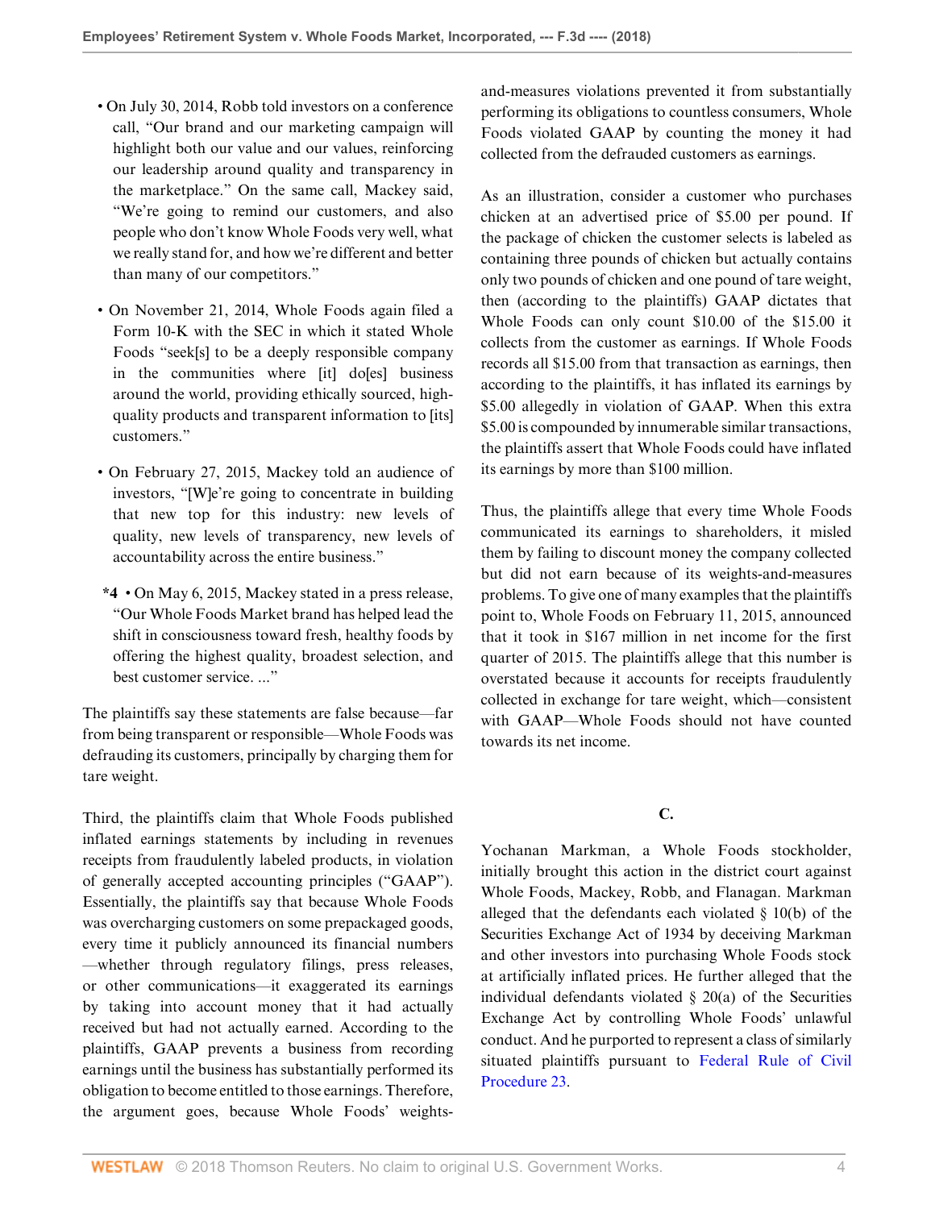- On July 30, 2014, Robb told investors on a conference call, "Our brand and our marketing campaign will highlight both our value and our values, reinforcing our leadership around quality and transparency in the marketplace." On the same call, Mackey said, "We're going to remind our customers, and also people who don't know Whole Foods very well, what we really stand for, and how we're different and better than many of our competitors."

- On November 21, 2014, Whole Foods again filed a Form 10-K with the SEC in which it stated Whole Foods "seek[s] to be a deeply responsible company in the communities where [it] do[es] business around the world, providing ethically sourced, high-quality products and transparent information to [its] customers."

- On February 27, 2015, Mackey told an audience of investors, "[W]e're going to concentrate in building that new top for this industry: new levels of quality, new levels of transparency, new levels of accountability across the entire business."

- **\*4** • On May 6, 2015, Mackey stated in a press release, "Our Whole Foods Market brand has helped lead the shift in consciousness toward fresh, healthy foods by offering the highest quality, broadest selection, and best customer service. ..."

The plaintiffs say these statements are false because—far from being transparent or responsible—Whole Foods was defrauding its customers, principally by charging them for tare weight.

Third, the plaintiffs claim that Whole Foods published inflated earnings statements by including in revenues receipts from fraudulently labeled products, in violation of generally accepted accounting principles ("GAAP"). Essentially, the plaintiffs say that because Whole Foods was overcharging customers on some prepackaged goods, every time it publicly announced its financial numbers—whether through regulatory filings, press releases, or other communications—it exaggerated its earnings by taking into account money that it had actually received but had not actually earned. According to the plaintiffs, GAAP prevents a business from recording earnings until the business has substantially performed its obligation to become entitled to those earnings. Therefore, the argument goes, because Whole Foods' weights-and-measures violations prevented it from substantially performing its obligations to countless consumers, Whole Foods violated GAAP by counting the money it had collected from the defrauded customers as earnings.

As an illustration, consider a customer who purchases chicken at an advertised price of $5.00 per pound. If the package of chicken the customer selects is labeled as containing three pounds of chicken but actually contains only two pounds of chicken and one pound of tare weight, then (according to the plaintiffs) GAAP dictates that Whole Foods can only count $10.00 of the $15.00 it collects from the customer as earnings. If Whole Foods records all $15.00 from that transaction as earnings, then according to the plaintiffs, it has inflated its earnings by $5.00 allegedly in violation of GAAP. When this extra $5.00 is compounded by innumerable similar transactions, the plaintiffs assert that Whole Foods could have inflated its earnings by more than $100 million.

Thus, the plaintiffs allege that every time Whole Foods communicated its earnings to shareholders, it misled them by failing to discount money the company collected but did not earn because of its weights-and-measures problems. To give one of many examples that the plaintiffs point to, Whole Foods on February 11, 2015, announced that it took in $167 million in net income for the first quarter of 2015. The plaintiffs allege that this number is overstated because it accounts for receipts fraudulently collected in exchange for tare weight, which—consistent with GAAP—Whole Foods should not have counted towards its net income.

## C.

Yochanan Markman, a Whole Foods stockholder, initially brought this action in the district court against Whole Foods, Mackey, Robb, and Flanagan. Markman alleged that the defendants each violated § 10(b) of the Securities Exchange Act of 1934 by deceiving Markman and other investors into purchasing Whole Foods stock at artificially inflated prices. He further alleged that the individual defendants violated § 20(a) of the Securities Exchange Act by controlling Whole Foods' unlawful conduct. And he purported to represent a class of similarly situated plaintiffs pursuant to Federal Rule of Civil Procedure 23.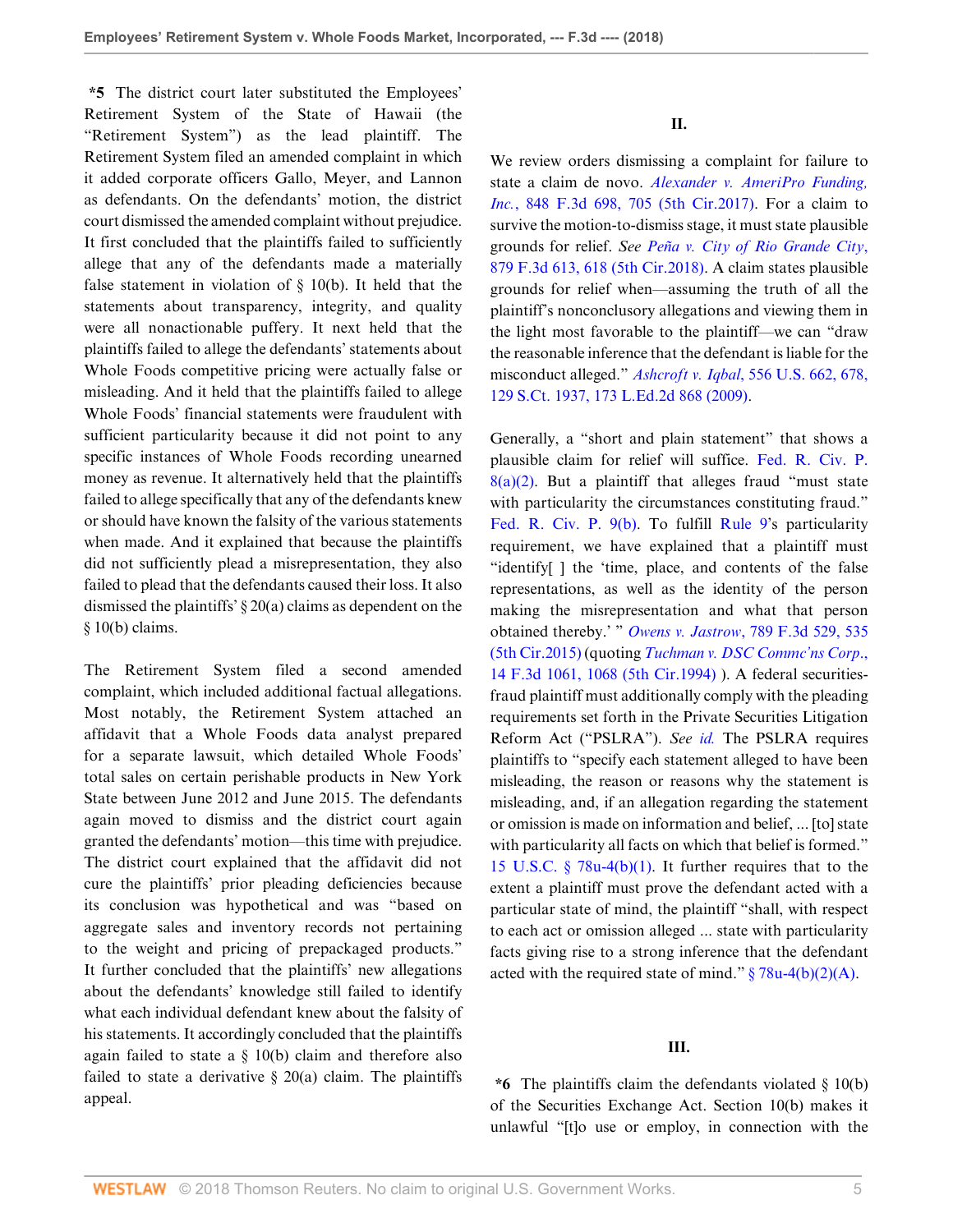**\*5** The district court later substituted the Employees' Retirement System of the State of Hawaii (the "Retirement System") as the lead plaintiff. The Retirement System filed an amended complaint in which it added corporate officers Gallo, Meyer, and Lannon as defendants. On the defendants' motion, the district court dismissed the amended complaint without prejudice. It first concluded that the plaintiffs failed to sufficiently allege that any of the defendants made a materially false statement in violation of § 10(b). It held that the statements about transparency, integrity, and quality were all nonactionable puffery. It next held that the plaintiffs failed to allege the defendants' statements about Whole Foods competitive pricing were actually false or misleading. And it held that the plaintiffs failed to allege Whole Foods' financial statements were fraudulent with sufficient particularity because it did not point to any specific instances of Whole Foods recording unearned money as revenue. It alternatively held that the plaintiffs failed to allege specifically that any of the defendants knew or should have known the falsity of the various statements when made. And it explained that because the plaintiffs did not sufficiently plead a misrepresentation, they also failed to plead that the defendants caused their loss. It also dismissed the plaintiffs' § 20(a) claims as dependent on the § 10(b) claims.

The Retirement System filed a second amended complaint, which included additional factual allegations. Most notably, the Retirement System attached an affidavit that a Whole Foods data analyst prepared for a separate lawsuit, which detailed Whole Foods' total sales on certain perishable products in New York State between June 2012 and June 2015. The defendants again moved to dismiss and the district court again granted the defendants' motion—this time with prejudice. The district court explained that the affidavit did not cure the plaintiffs' prior pleading deficiencies because its conclusion was hypothetical and was "based on aggregate sales and inventory records not pertaining to the weight and pricing of prepackaged products." It further concluded that the plaintiffs' new allegations about the defendants' knowledge still failed to identify what each individual defendant knew about the falsity of his statements. It accordingly concluded that the plaintiffs again failed to state a § 10(b) claim and therefore also failed to state a derivative § 20(a) claim. The plaintiffs appeal.

## II.

We review orders dismissing a complaint for failure to state a claim de novo. *Alexander v. AmeriPro Funding, Inc.*, 848 F.3d 698, 705 (5th Cir.2017). For a claim to survive the motion-to-dismiss stage, it must state plausible grounds for relief. *See Peña v. City of Rio Grande City*, 879 F.3d 613, 618 (5th Cir.2018). A claim states plausible grounds for relief when—assuming the truth of all the plaintiff's nonconclusory allegations and viewing them in the light most favorable to the plaintiff—we can "draw the reasonable inference that the defendant is liable for the misconduct alleged." *Ashcroft v. Iqbal*, 556 U.S. 662, 678, 129 S.Ct. 1937, 173 L.Ed.2d 868 (2009).

Generally, a "short and plain statement" that shows a plausible claim for relief will suffice. Fed. R. Civ. P. 8(a)(2). But a plaintiff that alleges fraud "must state with particularity the circumstances constituting fraud." Fed. R. Civ. P. 9(b). To fulfill Rule 9's particularity requirement, we have explained that a plaintiff must "identify[ ] the 'time, place, and contents of the false representations, as well as the identity of the person making the misrepresentation and what that person obtained thereby.' " *Owens v. Jastrow*, 789 F.3d 529, 535 (5th Cir.2015) (quoting *Tuchman v. DSC Commc'ns Corp.*, 14 F.3d 1061, 1068 (5th Cir.1994) ). A federal securities-fraud plaintiff must additionally comply with the pleading requirements set forth in the Private Securities Litigation Reform Act ("PSLRA"). *See id.* The PSLRA requires plaintiffs to "specify each statement alleged to have been misleading, the reason or reasons why the statement is misleading, and, if an allegation regarding the statement or omission is made on information and belief, ... [to] state with particularity all facts on which that belief is formed." 15 U.S.C. § 78u-4(b)(1). It further requires that to the extent a plaintiff must prove the defendant acted with a particular state of mind, the plaintiff "shall, with respect to each act or omission alleged ... state with particularity facts giving rise to a strong inference that the defendant acted with the required state of mind." § 78u-4(b)(2)(A).

## III.

**\*6** The plaintiffs claim the defendants violated § 10(b) of the Securities Exchange Act. Section 10(b) makes it unlawful "[t]o use or employ, in connection with the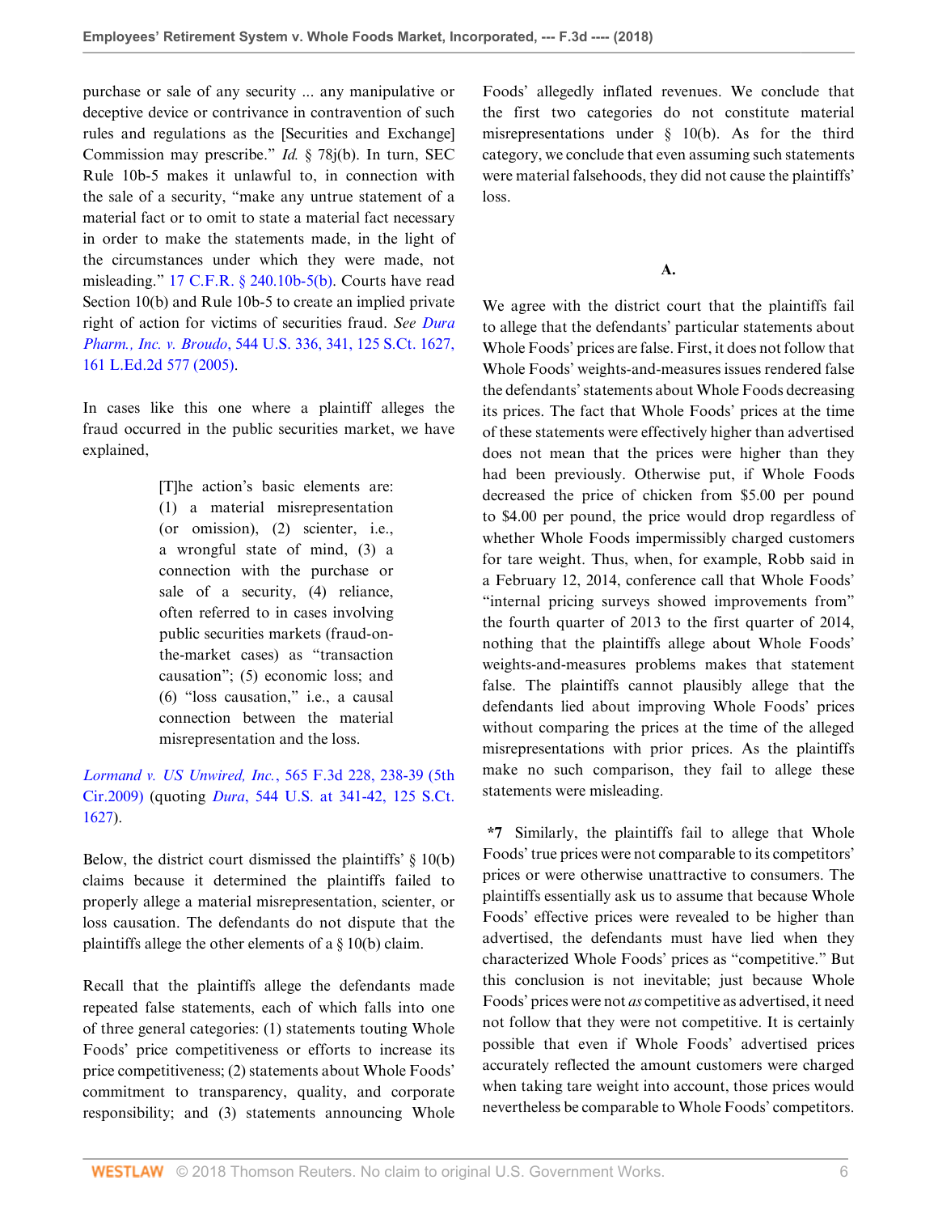purchase or sale of any security ... any manipulative or deceptive device or contrivance in contravention of such rules and regulations as the [Securities and Exchange] Commission may prescribe." *Id.* § 78j(b). In turn, SEC Rule 10b-5 makes it unlawful to, in connection with the sale of a security, "make any untrue statement of a material fact or to omit to state a material fact necessary in order to make the statements made, in the light of the circumstances under which they were made, not misleading." 17 C.F.R. § 240.10b-5(b). Courts have read Section 10(b) and Rule 10b-5 to create an implied private right of action for victims of securities fraud. *See Dura Pharm., Inc. v. Broudo*, 544 U.S. 336, 341, 125 S.Ct. 1627, 161 L.Ed.2d 577 (2005).

In cases like this one where a plaintiff alleges the fraud occurred in the public securities market, we have explained,

> [T]he action's basic elements are: (1) a material misrepresentation (or omission), (2) scienter, i.e., a wrongful state of mind, (3) a connection with the purchase or sale of a security, (4) reliance, often referred to in cases involving public securities markets (fraud-on-the-market cases) as "transaction causation"; (5) economic loss; and (6) "loss causation," i.e., a causal connection between the material misrepresentation and the loss.

*Lormand v. US Unwired, Inc.*, 565 F.3d 228, 238-39 (5th Cir.2009) (quoting *Dura*, 544 U.S. at 341-42, 125 S.Ct. 1627).

Below, the district court dismissed the plaintiffs' § 10(b) claims because it determined the plaintiffs failed to properly allege a material misrepresentation, scienter, or loss causation. The defendants do not dispute that the plaintiffs allege the other elements of a § 10(b) claim.

Recall that the plaintiffs allege the defendants made repeated false statements, each of which falls into one of three general categories: (1) statements touting Whole Foods' price competitiveness or efforts to increase its price competitiveness; (2) statements about Whole Foods' commitment to transparency, quality, and corporate responsibility; and (3) statements announcing Whole Foods' allegedly inflated revenues. We conclude that the first two categories do not constitute material misrepresentations under § 10(b). As for the third category, we conclude that even assuming such statements were material falsehoods, they did not cause the plaintiffs' loss.

### A.

We agree with the district court that the plaintiffs fail to allege that the defendants' particular statements about Whole Foods' prices are false. First, it does not follow that Whole Foods' weights-and-measures issues rendered false the defendants' statements about Whole Foods decreasing its prices. The fact that Whole Foods' prices at the time of these statements were effectively higher than advertised does not mean that the prices were higher than they had been previously. Otherwise put, if Whole Foods decreased the price of chicken from $5.00 per pound to $4.00 per pound, the price would drop regardless of whether Whole Foods impermissibly charged customers for tare weight. Thus, when, for example, Robb said in a February 12, 2014, conference call that Whole Foods' "internal pricing surveys showed improvements from" the fourth quarter of 2013 to the first quarter of 2014, nothing that the plaintiffs allege about Whole Foods' weights-and-measures problems makes that statement false. The plaintiffs cannot plausibly allege that the defendants lied about improving Whole Foods' prices without comparing the prices at the time of the alleged misrepresentations with prior prices. As the plaintiffs make no such comparison, they fail to allege these statements were misleading.

**\*7** Similarly, the plaintiffs fail to allege that Whole Foods' true prices were not comparable to its competitors' prices or were otherwise unattractive to consumers. The plaintiffs essentially ask us to assume that because Whole Foods' effective prices were revealed to be higher than advertised, the defendants must have lied when they characterized Whole Foods' prices as "competitive." But this conclusion is not inevitable; just because Whole Foods' prices were not *as* competitive as advertised, it need not follow that they were not competitive. It is certainly possible that even if Whole Foods' advertised prices accurately reflected the amount customers were charged when taking tare weight into account, those prices would nevertheless be comparable to Whole Foods' competitors.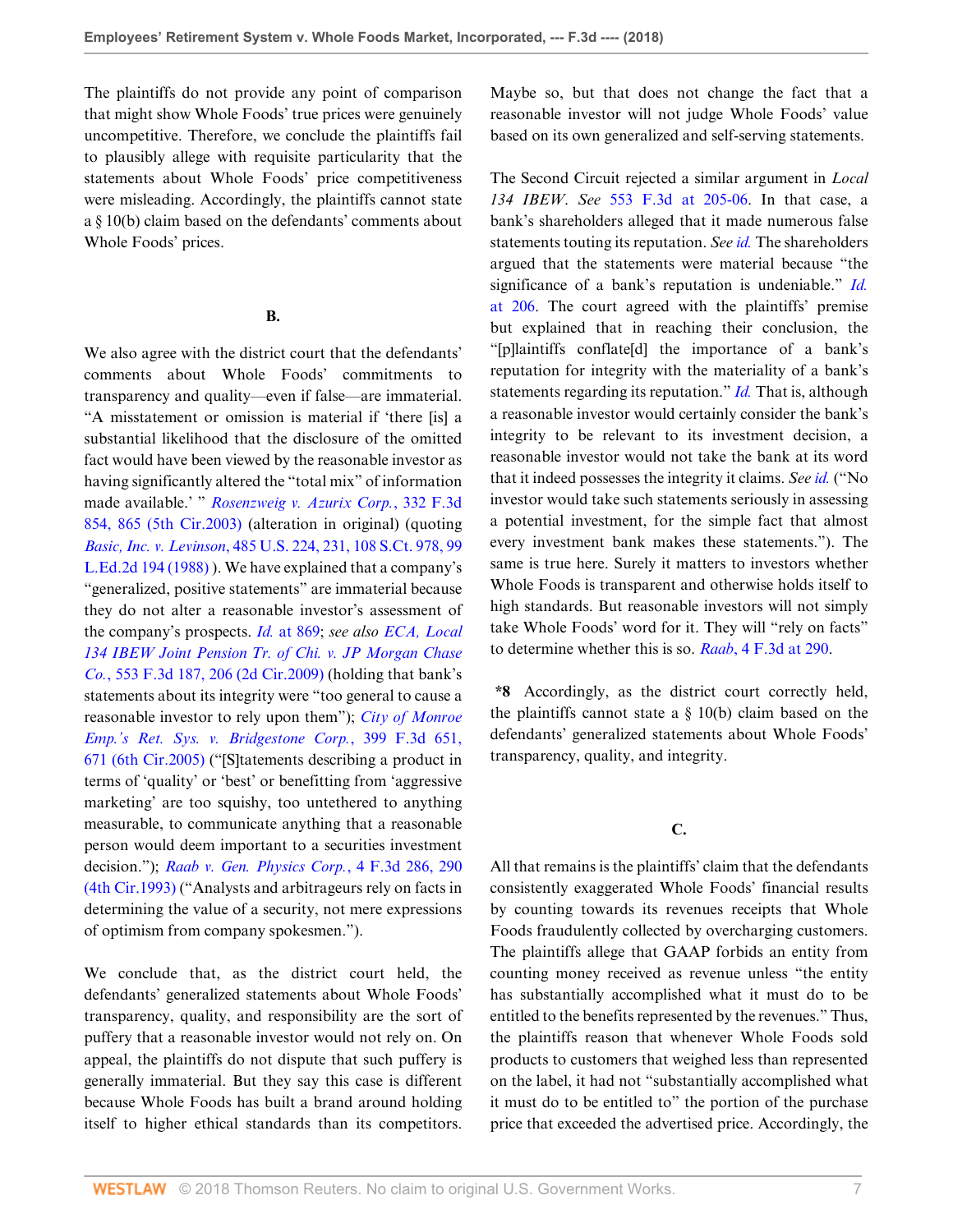The plaintiffs do not provide any point of comparison that might show Whole Foods' true prices were genuinely uncompetitive. Therefore, we conclude the plaintiffs fail to plausibly allege with requisite particularity that the statements about Whole Foods' price competitiveness were misleading. Accordingly, the plaintiffs cannot state a § 10(b) claim based on the defendants' comments about Whole Foods' prices.

### B.

We also agree with the district court that the defendants' comments about Whole Foods' commitments to transparency and quality—even if false—are immaterial. "A misstatement or omission is material if 'there [is] a substantial likelihood that the disclosure of the omitted fact would have been viewed by the reasonable investor as having significantly altered the "total mix" of information made available.' " *Rosenzweig v. Azurix Corp.*, 332 F.3d 854, 865 (5th Cir.2003) (alteration in original) (quoting *Basic, Inc. v. Levinson*, 485 U.S. 224, 231, 108 S.Ct. 978, 99 L.Ed.2d 194 (1988) ). We have explained that a company's "generalized, positive statements" are immaterial because they do not alter a reasonable investor's assessment of the company's prospects. *Id.* at 869; *see also ECA, Local 134 IBEW Joint Pension Tr. of Chi. v. JP Morgan Chase Co.*, 553 F.3d 187, 206 (2d Cir.2009) (holding that bank's statements about its integrity were "too general to cause a reasonable investor to rely upon them"); *City of Monroe Emp.'s Ret. Sys. v. Bridgestone Corp.*, 399 F.3d 651, 671 (6th Cir.2005) ("[S]tatements describing a product in terms of 'quality' or 'best' or benefitting from 'aggressive marketing' are too squishy, too untethered to anything measurable, to communicate anything that a reasonable person would deem important to a securities investment decision."); *Raab v. Gen. Physics Corp.*, 4 F.3d 286, 290 (4th Cir.1993) ("Analysts and arbitrageurs rely on facts in determining the value of a security, not mere expressions of optimism from company spokesmen.").

We conclude that, as the district court held, the defendants' generalized statements about Whole Foods' transparency, quality, and responsibility are the sort of puffery that a reasonable investor would not rely on. On appeal, the plaintiffs do not dispute that such puffery is generally immaterial. But they say this case is different because Whole Foods has built a brand around holding itself to higher ethical standards than its competitors. Maybe so, but that does not change the fact that a reasonable investor will not judge Whole Foods' value based on its own generalized and self-serving statements.

The Second Circuit rejected a similar argument in *Local 134 IBEW*. *See* 553 F.3d at 205-06. In that case, a bank's shareholders alleged that it made numerous false statements touting its reputation. *See id.* The shareholders argued that the statements were material because "the significance of a bank's reputation is undeniable." *Id.* at 206. The court agreed with the plaintiffs' premise but explained that in reaching their conclusion, the "[p]laintiffs conflate[d] the importance of a bank's reputation for integrity with the materiality of a bank's statements regarding its reputation." *Id.* That is, although a reasonable investor would certainly consider the bank's integrity to be relevant to its investment decision, a reasonable investor would not take the bank at its word that it indeed possesses the integrity it claims. *See id.* ("No investor would take such statements seriously in assessing a potential investment, for the simple fact that almost every investment bank makes these statements."). The same is true here. Surely it matters to investors whether Whole Foods is transparent and otherwise holds itself to high standards. But reasonable investors will not simply take Whole Foods' word for it. They will "rely on facts" to determine whether this is so. *Raab*, 4 F.3d at 290.

**\*8** Accordingly, as the district court correctly held, the plaintiffs cannot state a § 10(b) claim based on the defendants' generalized statements about Whole Foods' transparency, quality, and integrity.

### C.

All that remains is the plaintiffs' claim that the defendants consistently exaggerated Whole Foods' financial results by counting towards its revenues receipts that Whole Foods fraudulently collected by overcharging customers. The plaintiffs allege that GAAP forbids an entity from counting money received as revenue unless "the entity has substantially accomplished what it must do to be entitled to the benefits represented by the revenues." Thus, the plaintiffs reason that whenever Whole Foods sold products to customers that weighed less than represented on the label, it had not "substantially accomplished what it must do to be entitled to" the portion of the purchase price that exceeded the advertised price. Accordingly, the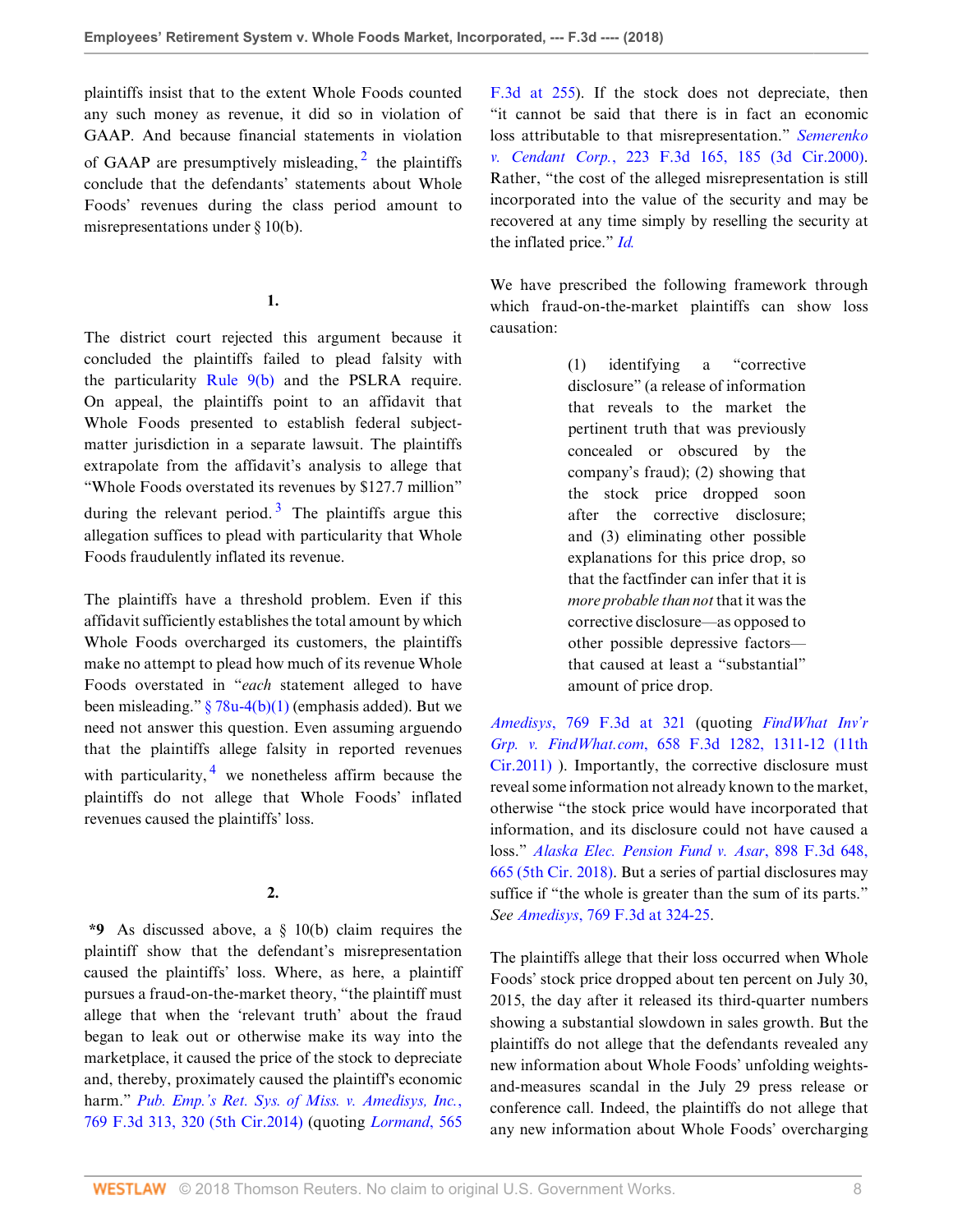plaintiffs insist that to the extent Whole Foods counted any such money as revenue, it did so in violation of GAAP. And because financial statements in violation of GAAP are presumptively misleading,[2] the plaintiffs conclude that the defendants' statements about Whole Foods' revenues during the class period amount to misrepresentations under § 10(b).

### 1.

The district court rejected this argument because it concluded the plaintiffs failed to plead falsity with the particularity Rule 9(b) and the PSLRA require. On appeal, the plaintiffs point to an affidavit that Whole Foods presented to establish federal subject-matter jurisdiction in a separate lawsuit. The plaintiffs extrapolate from the affidavit's analysis to allege that "Whole Foods overstated its revenues by $127.7 million" during the relevant period.[3] The plaintiffs argue this allegation suffices to plead with particularity that Whole Foods fraudulently inflated its revenue.

The plaintiffs have a threshold problem. Even if this affidavit sufficiently establishes the total amount by which Whole Foods overcharged its customers, the plaintiffs make no attempt to plead how much of its revenue Whole Foods overstated in "*each* statement alleged to have been misleading." § 78u-4(b)(1) (emphasis added). But we need not answer this question. Even assuming arguendo that the plaintiffs allege falsity in reported revenues with particularity,[4] we nonetheless affirm because the plaintiffs do not allege that Whole Foods' inflated revenues caused the plaintiffs' loss.

### 2.

**\*9** As discussed above, a § 10(b) claim requires the plaintiff show that the defendant's misrepresentation caused the plaintiffs' loss. Where, as here, a plaintiff pursues a fraud-on-the-market theory, "the plaintiff must allege that when the 'relevant truth' about the fraud began to leak out or otherwise make its way into the marketplace, it caused the price of the stock to depreciate and, thereby, proximately caused the plaintiff's economic harm." *Pub. Emp.'s Ret. Sys. of Miss. v. Amedisys, Inc.*, 769 F.3d 313, 320 (5th Cir.2014) (quoting *Lormand*, 565 F.3d at 255). If the stock does not depreciate, then "it cannot be said that there is in fact an economic loss attributable to that misrepresentation." *Semerenko v. Cendant Corp.*, 223 F.3d 165, 185 (3d Cir.2000). Rather, "the cost of the alleged misrepresentation is still incorporated into the value of the security and may be recovered at any time simply by reselling the security at the inflated price." *Id.*

We have prescribed the following framework through which fraud-on-the-market plaintiffs can show loss causation:

> (1) identifying a "corrective disclosure" (a release of information that reveals to the market the pertinent truth that was previously concealed or obscured by the company's fraud); (2) showing that the stock price dropped soon after the corrective disclosure; and (3) eliminating other possible explanations for this price drop, so that the factfinder can infer that it is *more probable than not* that it was the corrective disclosure—as opposed to other possible depressive factors—that caused at least a "substantial" amount of price drop.

*Amedisys*, 769 F.3d at 321 (quoting *FindWhat Inv'r Grp. v. FindWhat.com*, 658 F.3d 1282, 1311-12 (11th Cir.2011) ). Importantly, the corrective disclosure must reveal some information not already known to the market, otherwise "the stock price would have incorporated that information, and its disclosure could not have caused a loss." *Alaska Elec. Pension Fund v. Asar*, 898 F.3d 648, 665 (5th Cir. 2018). But a series of partial disclosures may suffice if "the whole is greater than the sum of its parts." *See Amedisys*, 769 F.3d at 324-25.

The plaintiffs allege that their loss occurred when Whole Foods' stock price dropped about ten percent on July 30, 2015, the day after it released its third-quarter numbers showing a substantial slowdown in sales growth. But the plaintiffs do not allege that the defendants revealed any new information about Whole Foods' unfolding weights-and-measures scandal in the July 29 press release or conference call. Indeed, the plaintiffs do not allege that any new information about Whole Foods' overcharging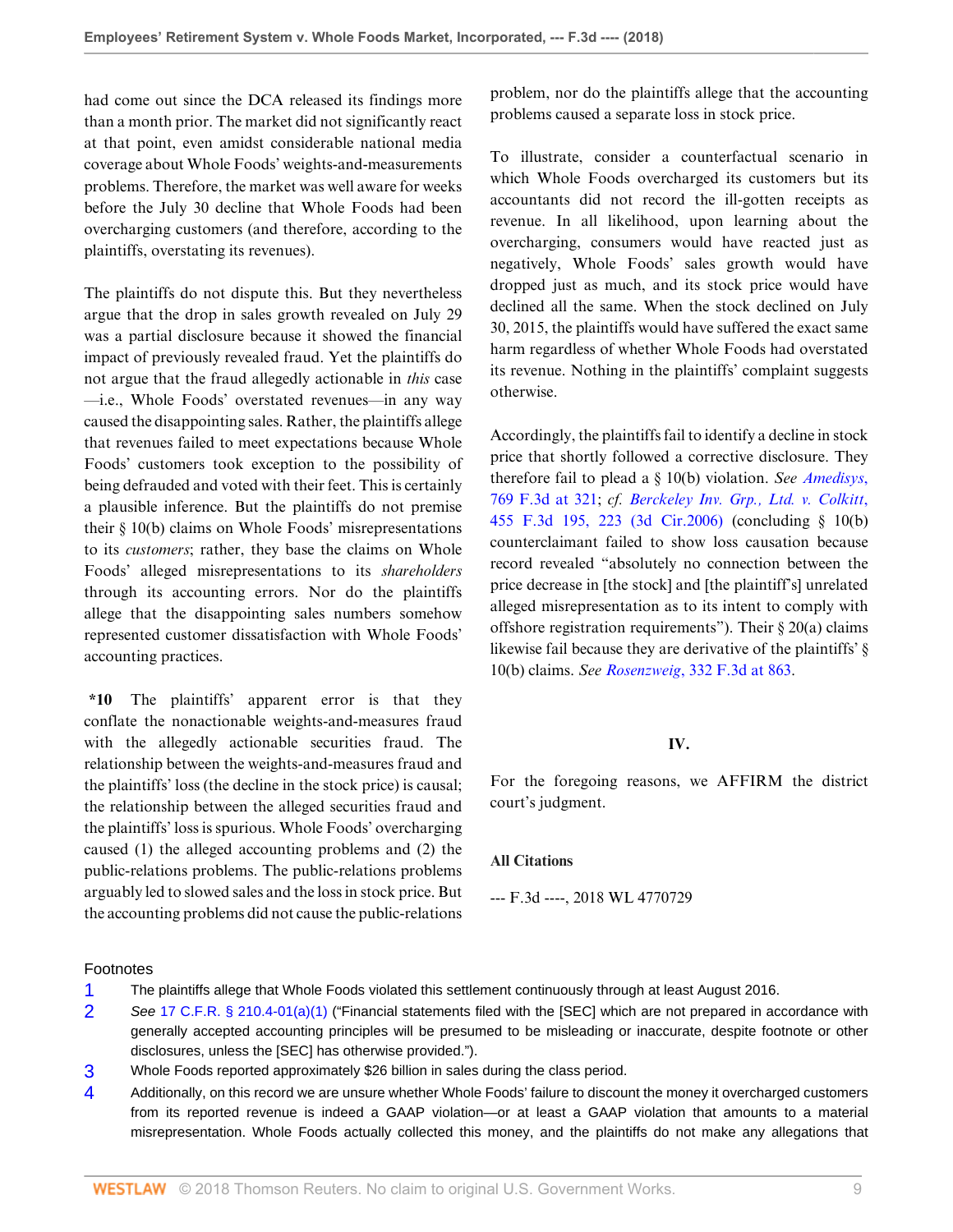had come out since the DCA released its findings more than a month prior. The market did not significantly react at that point, even amidst considerable national media coverage about Whole Foods' weights-and-measurements problems. Therefore, the market was well aware for weeks before the July 30 decline that Whole Foods had been overcharging customers (and therefore, according to the plaintiffs, overstating its revenues).

The plaintiffs do not dispute this. But they nevertheless argue that the drop in sales growth revealed on July 29 was a partial disclosure because it showed the financial impact of previously revealed fraud. Yet the plaintiffs do not argue that the fraud allegedly actionable in *this* case —i.e., Whole Foods' overstated revenues—in any way caused the disappointing sales. Rather, the plaintiffs allege that revenues failed to meet expectations because Whole Foods' customers took exception to the possibility of being defrauded and voted with their feet. This is certainly a plausible inference. But the plaintiffs do not premise their § 10(b) claims on Whole Foods' misrepresentations to its *customers*; rather, they base the claims on Whole Foods' alleged misrepresentations to its *shareholders* through its accounting errors. Nor do the plaintiffs allege that the disappointing sales numbers somehow represented customer dissatisfaction with Whole Foods' accounting practices.

**\*10** The plaintiffs' apparent error is that they conflate the nonactionable weights-and-measures fraud with the allegedly actionable securities fraud. The relationship between the weights-and-measures fraud and the plaintiffs' loss (the decline in the stock price) is causal; the relationship between the alleged securities fraud and the plaintiffs' loss is spurious. Whole Foods' overcharging caused (1) the alleged accounting problems and (2) the public-relations problems. The public-relations problems arguably led to slowed sales and the loss in stock price. But the accounting problems did not cause the public-relations problem, nor do the plaintiffs allege that the accounting problems caused a separate loss in stock price.

To illustrate, consider a counterfactual scenario in which Whole Foods overcharged its customers but its accountants did not record the ill-gotten receipts as revenue. In all likelihood, upon learning about the overcharging, consumers would have reacted just as negatively, Whole Foods' sales growth would have dropped just as much, and its stock price would have declined all the same. When the stock declined on July 30, 2015, the plaintiffs would have suffered the exact same harm regardless of whether Whole Foods had overstated its revenue. Nothing in the plaintiffs' complaint suggests otherwise.

Accordingly, the plaintiffs fail to identify a decline in stock price that shortly followed a corrective disclosure. They therefore fail to plead a § 10(b) violation. *See Amedisys*, 769 F.3d at 321; *cf. Berckeley Inv. Grp., Ltd. v. Colkitt*, 455 F.3d 195, 223 (3d Cir.2006) (concluding § 10(b) counterclaimant failed to show loss causation because record revealed "absolutely no connection between the price decrease in [the stock] and [the plaintiff's] unrelated alleged misrepresentation as to its intent to comply with offshore registration requirements"). Their § 20(a) claims likewise fail because they are derivative of the plaintiffs' § 10(b) claims. *See Rosenzweig*, 332 F.3d at 863.

## IV.

For the foregoing reasons, we AFFIRM the district court's judgment.

### All Citations

--- F.3d ----, 2018 WL 4770729

### Footnotes

1 The plaintiffs allege that Whole Foods violated this settlement continuously through at least August 2016.

2 *See* 17 C.F.R. § 210.4-01(a)(1) ("Financial statements filed with the [SEC] which are not prepared in accordance with generally accepted accounting principles will be presumed to be misleading or inaccurate, despite footnote or other disclosures, unless the [SEC] has otherwise provided.").

3 Whole Foods reported approximately $26 billion in sales during the class period.

4 Additionally, on this record we are unsure whether Whole Foods' failure to discount the money it overcharged customers from its reported revenue is indeed a GAAP violation—or at least a GAAP violation that amounts to a material misrepresentation. Whole Foods actually collected this money, and the plaintiffs do not make any allegations that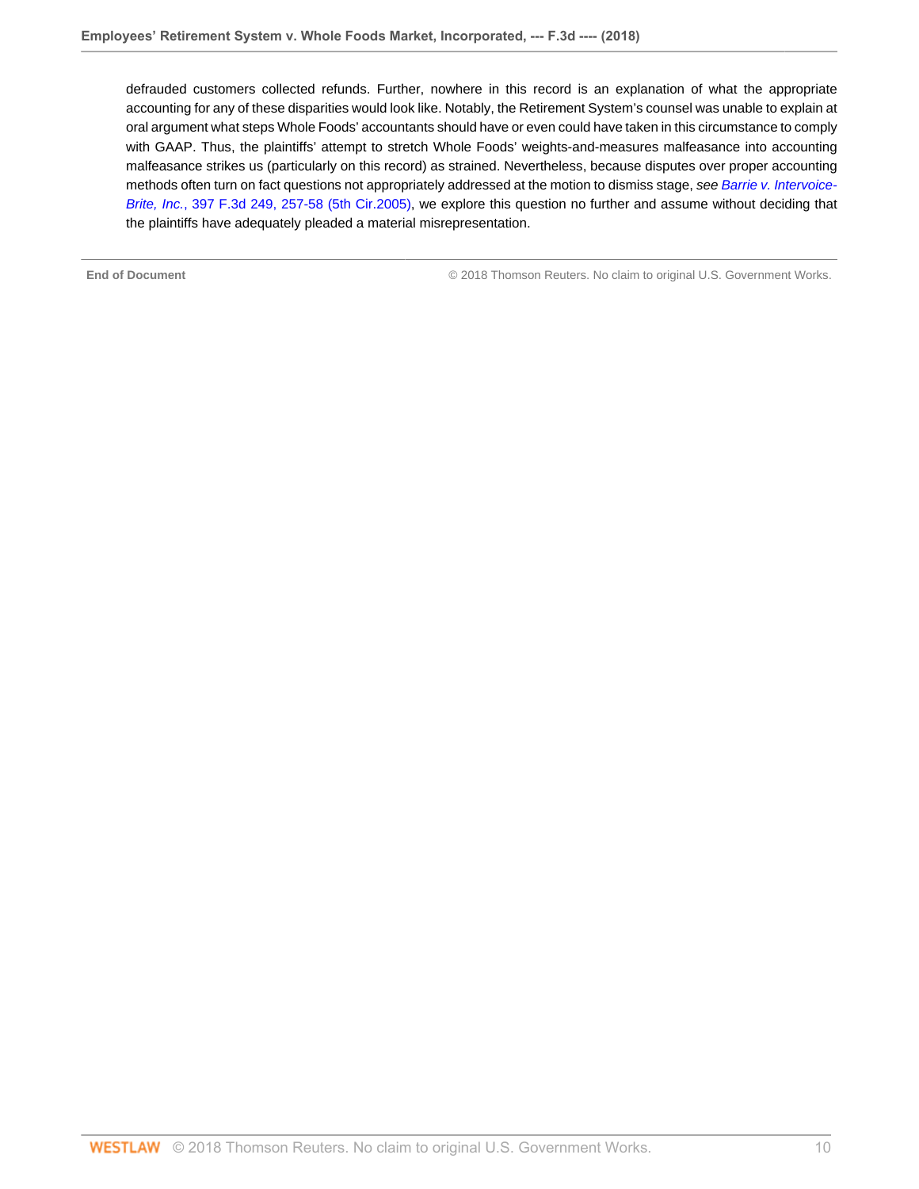defrauded customers collected refunds. Further, nowhere in this record is an explanation of what the appropriate accounting for any of these disparities would look like. Notably, the Retirement System's counsel was unable to explain at oral argument what steps Whole Foods' accountants should have or even could have taken in this circumstance to comply with GAAP. Thus, the plaintiffs' attempt to stretch Whole Foods' weights-and-measures malfeasance into accounting malfeasance strikes us (particularly on this record) as strained. Nevertheless, because disputes over proper accounting methods often turn on fact questions not appropriately addressed at the motion to dismiss stage, *see* *Barrie v. Intervoice-Brite, Inc.*, 397 F.3d 249, 257-58 (5th Cir.2005), we explore this question no further and assume without deciding that the plaintiffs have adequately pleaded a material misrepresentation.

**End of Document** © 2018 Thomson Reuters. No claim to original U.S. Government Works.